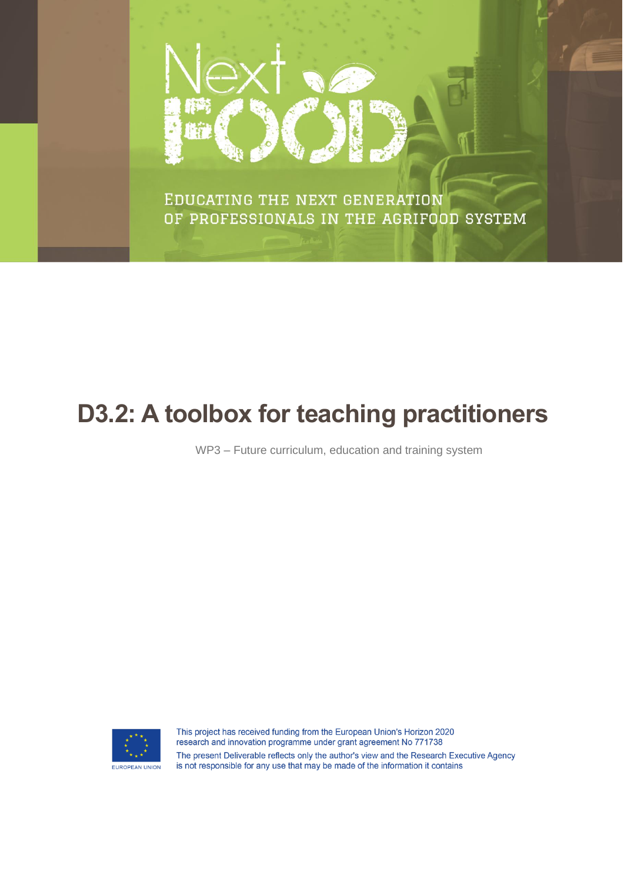# Next FOOD

EDUCATING THE NEXT GENERATION OF PROFESSIONALS IN THE AGRIFOOD SYSTEM

# D3.2: A toolbox for teaching practitioners

WP3 – Future curriculum, education and training system

EUROPEAN UNION

This project has received funding from the European Union's Horizon 2020 research and innovation programme under grant agreement No 771738

The present Deliverable reflects only the author's view and the Research Executive Agency is not responsible for any use that may be made of the information it contains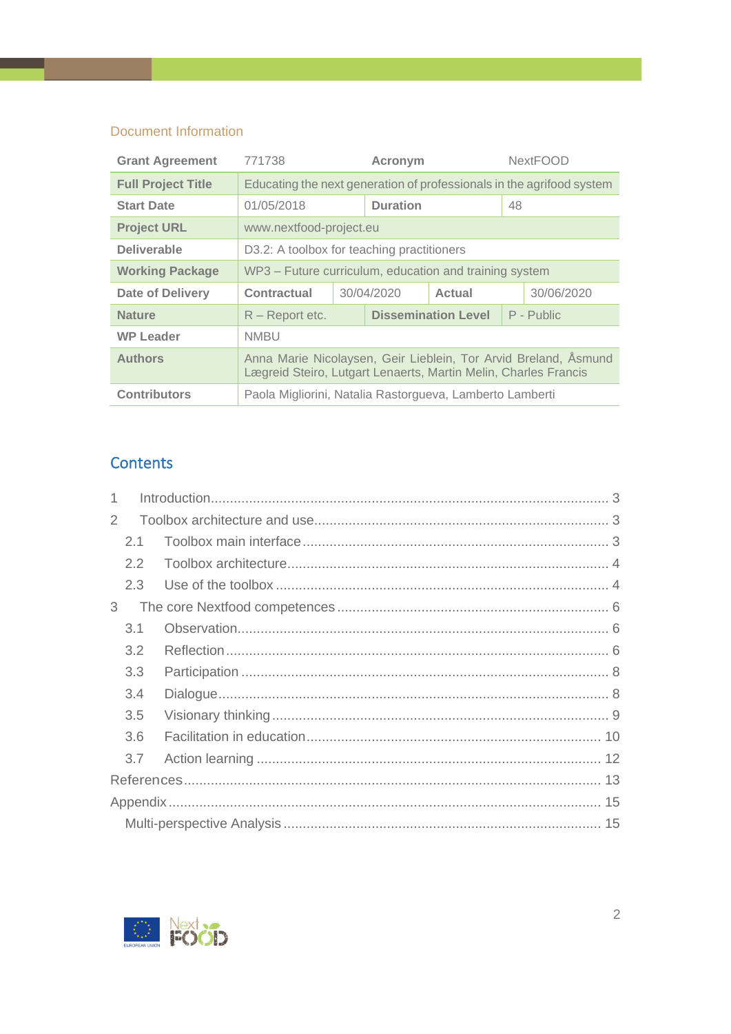### Document Information

| Grant Agreement | 771738 | | Acronym | | NextFOOD |
|---|---|---|---|---|---|
| **Full Project Title** | Educating the next generation of professionals in the agrifood system | | | | |
| **Start Date** | 01/05/2018 | | **Duration** | | 48 |
| **Project URL** | www.nextfood-project.eu | | | | |
| **Deliverable** | D3.2: A toolbox for teaching practitioners | | | | |
| **Working Package** | WP3 – Future curriculum, education and training system | | | | |
| **Date of Delivery** | **Contractual** | 30/04/2020 | **Actual** | | 30/06/2020 |
| **Nature** | R – Report etc. | | **Dissemination Level** | | P - Public |
| **WP Leader** | NMBU | | | | |
| **Authors** | Anna Marie Nicolaysen, Geir Lieblein, Tor Arvid Breland, Åsmund Lægreid Steiro, Lutgart Lenaerts, Martin Melin, Charles Francis | | | | |
| **Contributors** | Paola Migliorini, Natalia Rastorgueva, Lamberto Lamberti | | | | |

## Contents

1 Introduction ..... 3
2 Toolbox architecture and use ..... 3
  2.1 Toolbox main interface ..... 3
  2.2 Toolbox architecture ..... 4
  2.3 Use of the toolbox ..... 4
3 The core Nextfood competences ..... 6
  3.1 Observation ..... 6
  3.2 Reflection ..... 6
  3.3 Participation ..... 8
  3.4 Dialogue ..... 8
  3.5 Visionary thinking ..... 9
  3.6 Facilitation in education ..... 10
  3.7 Action learning ..... 12
References ..... 13
Appendix ..... 15
  Multi-perspective Analysis ..... 15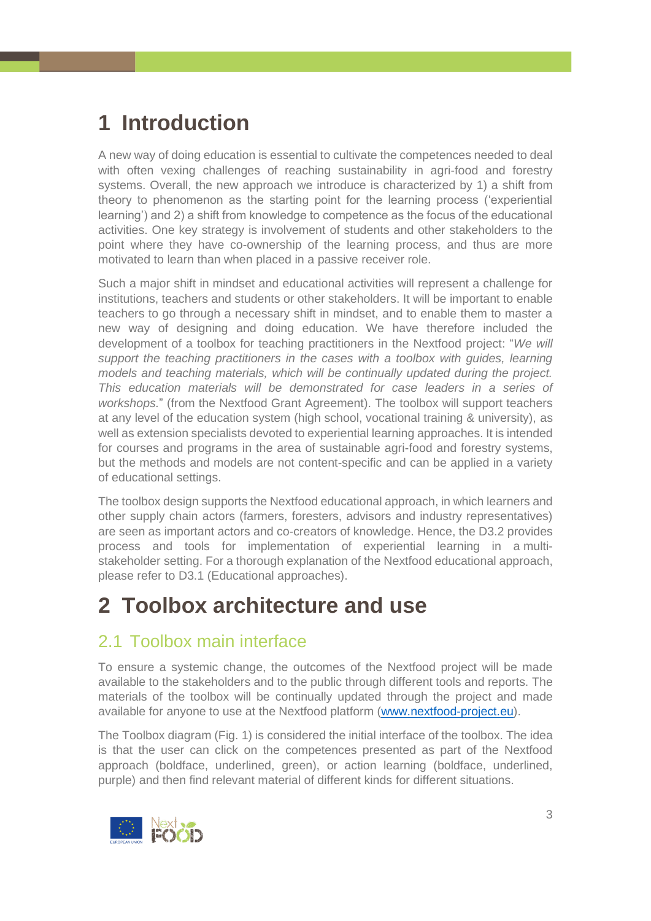# 1 Introduction

A new way of doing education is essential to cultivate the competences needed to deal with often vexing challenges of reaching sustainability in agri-food and forestry systems. Overall, the new approach we introduce is characterized by 1) a shift from theory to phenomenon as the starting point for the learning process ('experiential learning') and 2) a shift from knowledge to competence as the focus of the educational activities. One key strategy is involvement of students and other stakeholders to the point where they have co-ownership of the learning process, and thus are more motivated to learn than when placed in a passive receiver role.

Such a major shift in mindset and educational activities will represent a challenge for institutions, teachers and students or other stakeholders. It will be important to enable teachers to go through a necessary shift in mindset, and to enable them to master a new way of designing and doing education. We have therefore included the development of a toolbox for teaching practitioners in the Nextfood project: "*We will support the teaching practitioners in the cases with a toolbox with guides, learning models and teaching materials, which will be continually updated during the project. This education materials will be demonstrated for case leaders in a series of workshops.*" (from the Nextfood Grant Agreement). The toolbox will support teachers at any level of the education system (high school, vocational training & university), as well as extension specialists devoted to experiential learning approaches. It is intended for courses and programs in the area of sustainable agri-food and forestry systems, but the methods and models are not content-specific and can be applied in a variety of educational settings.

The toolbox design supports the Nextfood educational approach, in which learners and other supply chain actors (farmers, foresters, advisors and industry representatives) are seen as important actors and co-creators of knowledge. Hence, the D3.2 provides process and tools for implementation of experiential learning in a multi-stakeholder setting. For a thorough explanation of the Nextfood educational approach, please refer to D3.1 (Educational approaches).

# 2 Toolbox architecture and use

## 2.1 Toolbox main interface

To ensure a systemic change, the outcomes of the Nextfood project will be made available to the stakeholders and to the public through different tools and reports. The materials of the toolbox will be continually updated through the project and made available for anyone to use at the Nextfood platform (www.nextfood-project.eu).

The Toolbox diagram (Fig. 1) is considered the initial interface of the toolbox. The idea is that the user can click on the competences presented as part of the Nextfood approach (boldface, underlined, green), or action learning (boldface, underlined, purple) and then find relevant material of different kinds for different situations.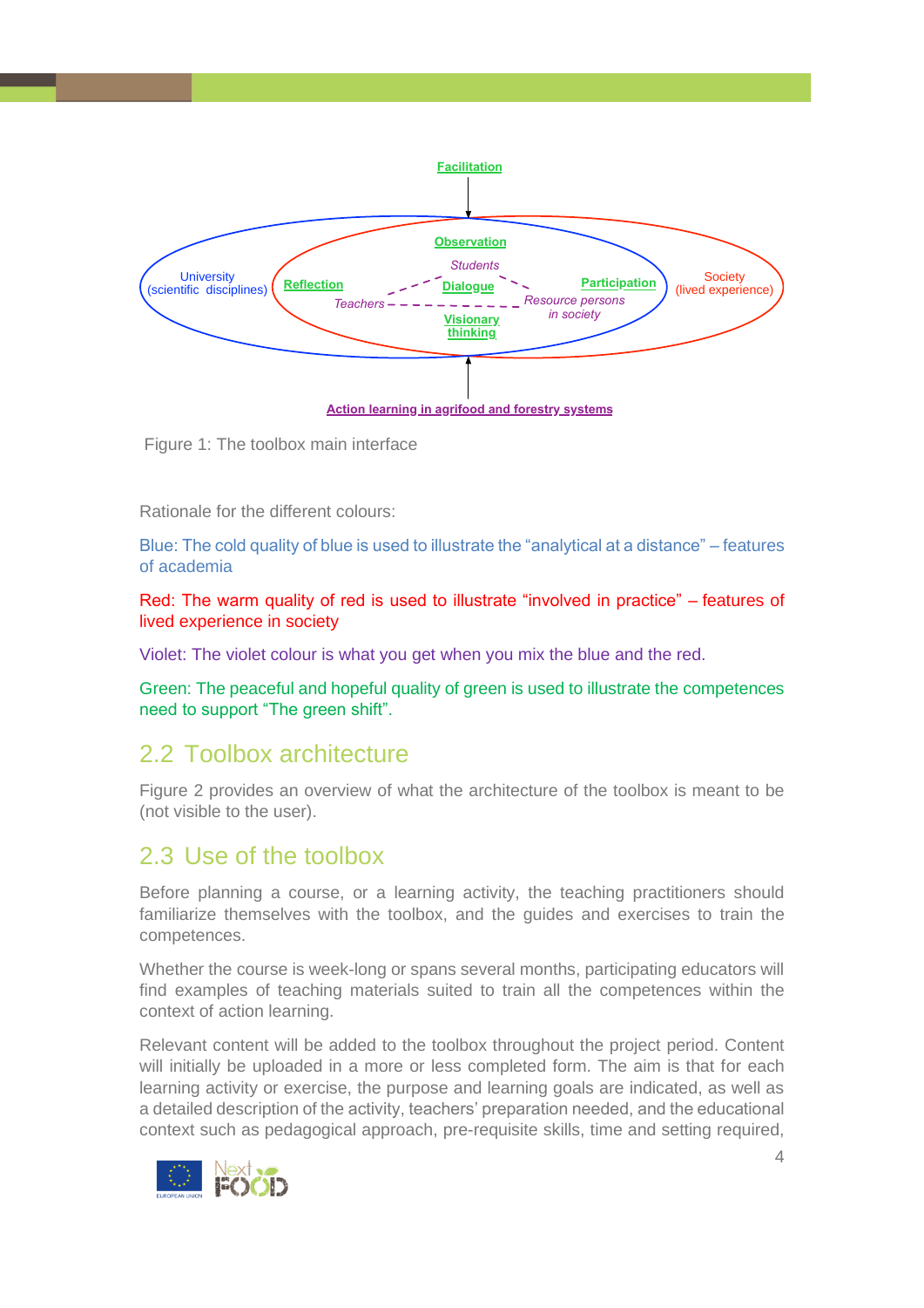Facilitation

Observation

Students

University (scientific disciplines)

Reflection

Dialogue

Participation

Society (lived experience)

Teachers

Resource persons in society

Visionary thinking

Action learning in agrifood and forestry systems

Figure 1: The toolbox main interface

Rationale for the different colours:

Blue: The cold quality of blue is used to illustrate the "analytical at a distance" – features of academia

Red: The warm quality of red is used to illustrate "involved in practice" – features of lived experience in society

Violet: The violet colour is what you get when you mix the blue and the red.

Green: The peaceful and hopeful quality of green is used to illustrate the competences need to support "The green shift".

## 2.2 Toolbox architecture

Figure 2 provides an overview of what the architecture of the toolbox is meant to be (not visible to the user).

## 2.3 Use of the toolbox

Before planning a course, or a learning activity, the teaching practitioners should familiarize themselves with the toolbox, and the guides and exercises to train the competences.

Whether the course is week-long or spans several months, participating educators will find examples of teaching materials suited to train all the competences within the context of action learning.

Relevant content will be added to the toolbox throughout the project period. Content will initially be uploaded in a more or less completed form. The aim is that for each learning activity or exercise, the purpose and learning goals are indicated, as well as a detailed description of the activity, teachers' preparation needed, and the educational context such as pedagogical approach, pre-requisite skills, time and setting required,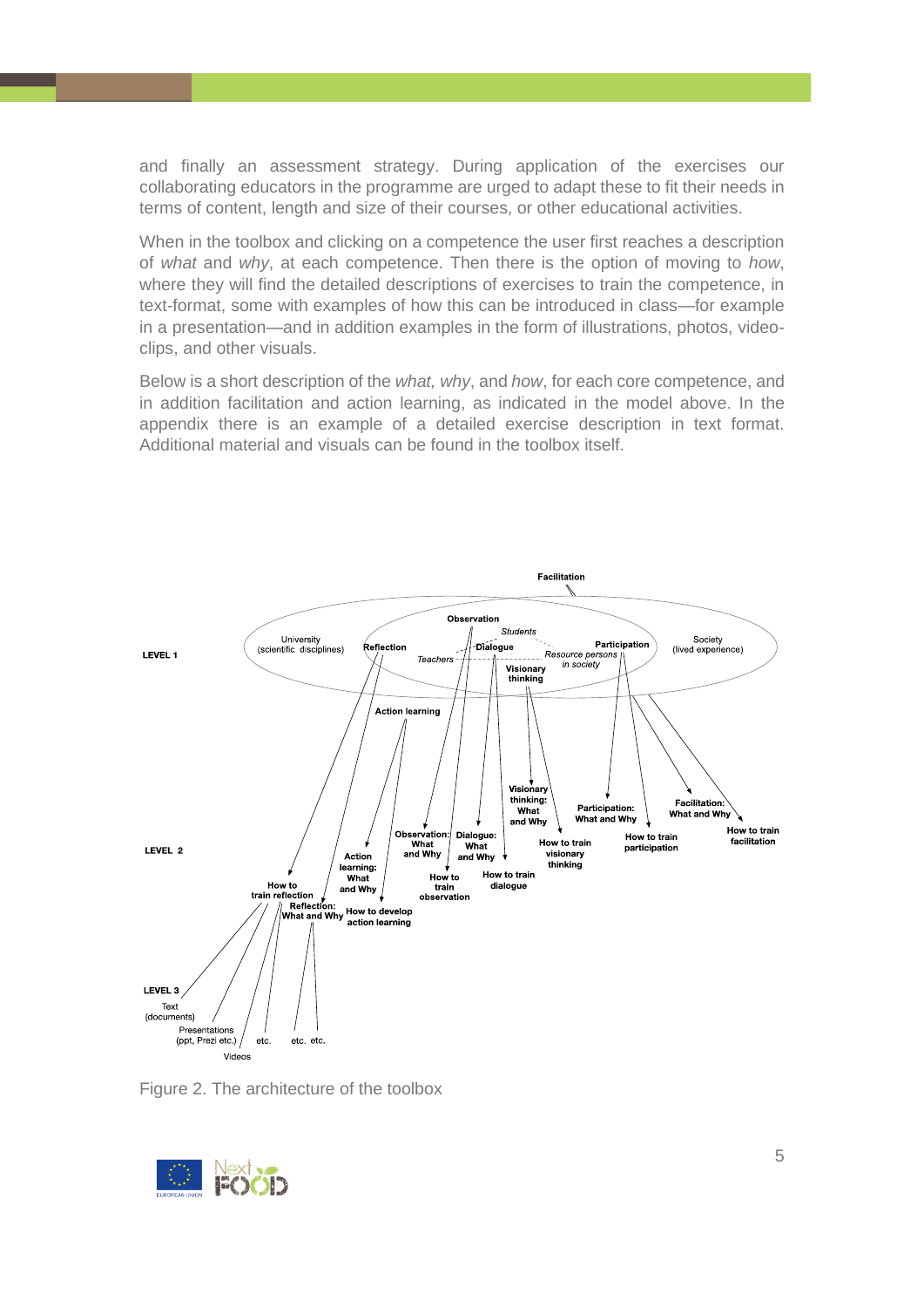and finally an assessment strategy. During application of the exercises our collaborating educators in the programme are urged to adapt these to fit their needs in terms of content, length and size of their courses, or other educational activities.

When in the toolbox and clicking on a competence the user first reaches a description of *what* and *why*, at each competence. Then there is the option of moving to *how*, where they will find the detailed descriptions of exercises to train the competence, in text-format, some with examples of how this can be introduced in class—for example in a presentation—and in addition examples in the form of illustrations, photos, video-clips, and other visuals.

Below is a short description of the *what, why*, and *how*, for each core competence, and in addition facilitation and action learning, as indicated in the model above. In the appendix there is an example of a detailed exercise description in text format. Additional material and visuals can be found in the toolbox itself.

Figure 2. The architecture of the toolbox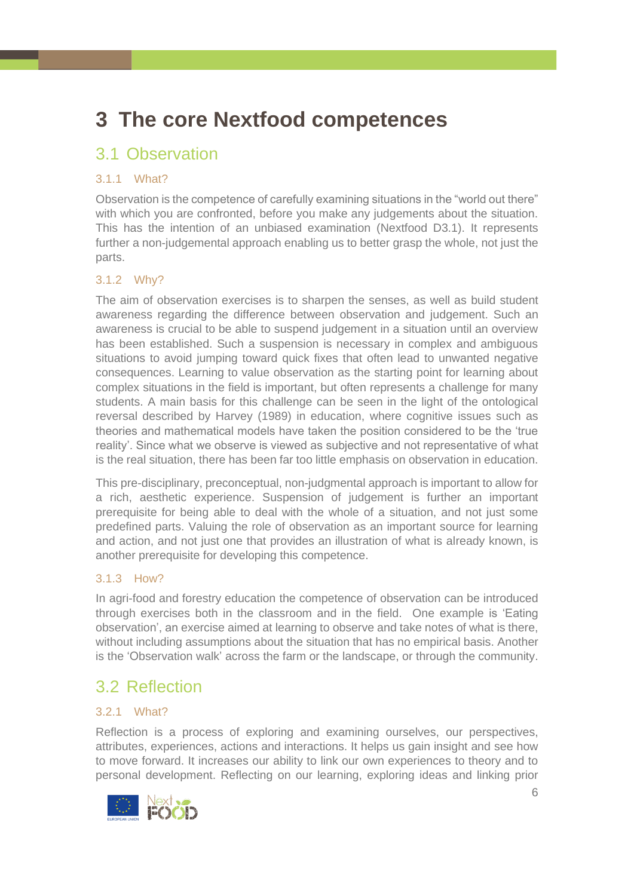# 3 The core Nextfood competences

## 3.1 Observation

### 3.1.1 What?

Observation is the competence of carefully examining situations in the "world out there" with which you are confronted, before you make any judgements about the situation. This has the intention of an unbiased examination (Nextfood D3.1). It represents further a non-judgemental approach enabling us to better grasp the whole, not just the parts.

### 3.1.2 Why?

The aim of observation exercises is to sharpen the senses, as well as build student awareness regarding the difference between observation and judgement. Such an awareness is crucial to be able to suspend judgement in a situation until an overview has been established. Such a suspension is necessary in complex and ambiguous situations to avoid jumping toward quick fixes that often lead to unwanted negative consequences. Learning to value observation as the starting point for learning about complex situations in the field is important, but often represents a challenge for many students. A main basis for this challenge can be seen in the light of the ontological reversal described by Harvey (1989) in education, where cognitive issues such as theories and mathematical models have taken the position considered to be the 'true reality'. Since what we observe is viewed as subjective and not representative of what is the real situation, there has been far too little emphasis on observation in education.

This pre-disciplinary, preconceptual, non-judgmental approach is important to allow for a rich, aesthetic experience. Suspension of judgement is further an important prerequisite for being able to deal with the whole of a situation, and not just some predefined parts. Valuing the role of observation as an important source for learning and action, and not just one that provides an illustration of what is already known, is another prerequisite for developing this competence.

### 3.1.3 How?

In agri-food and forestry education the competence of observation can be introduced through exercises both in the classroom and in the field. One example is 'Eating observation', an exercise aimed at learning to observe and take notes of what is there, without including assumptions about the situation that has no empirical basis. Another is the 'Observation walk' across the farm or the landscape, or through the community.

## 3.2 Reflection

### 3.2.1 What?

Reflection is a process of exploring and examining ourselves, our perspectives, attributes, experiences, actions and interactions. It helps us gain insight and see how to move forward. It increases our ability to link our own experiences to theory and to personal development. Reflecting on our learning, exploring ideas and linking prior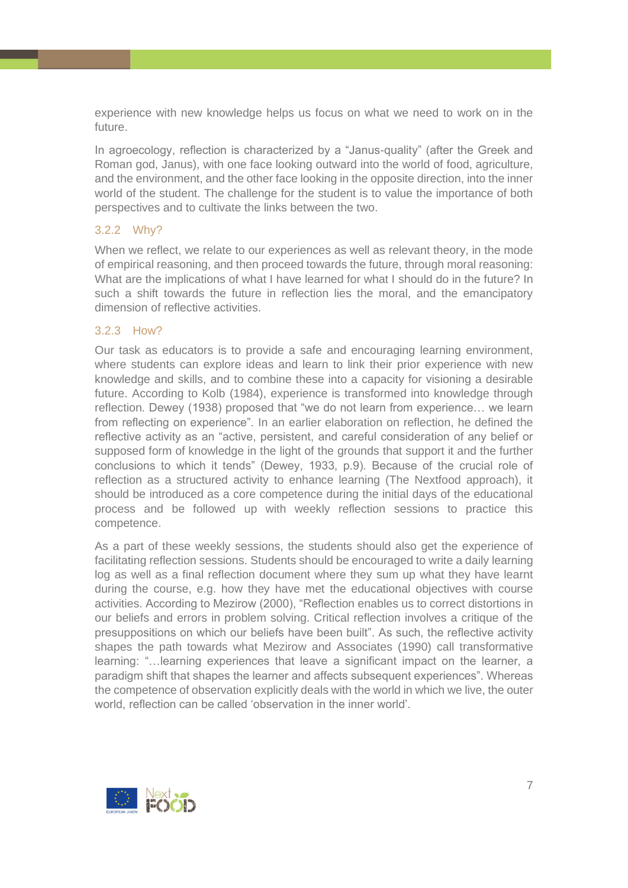experience with new knowledge helps us focus on what we need to work on in the future.

In agroecology, reflection is characterized by a "Janus-quality" (after the Greek and Roman god, Janus), with one face looking outward into the world of food, agriculture, and the environment, and the other face looking in the opposite direction, into the inner world of the student. The challenge for the student is to value the importance of both perspectives and to cultivate the links between the two.

### 3.2.2 Why?

When we reflect, we relate to our experiences as well as relevant theory, in the mode of empirical reasoning, and then proceed towards the future, through moral reasoning: What are the implications of what I have learned for what I should do in the future? In such a shift towards the future in reflection lies the moral, and the emancipatory dimension of reflective activities.

### 3.2.3 How?

Our task as educators is to provide a safe and encouraging learning environment, where students can explore ideas and learn to link their prior experience with new knowledge and skills, and to combine these into a capacity for visioning a desirable future. According to Kolb (1984), experience is transformed into knowledge through reflection. Dewey (1938) proposed that "we do not learn from experience… we learn from reflecting on experience". In an earlier elaboration on reflection, he defined the reflective activity as an "active, persistent, and careful consideration of any belief or supposed form of knowledge in the light of the grounds that support it and the further conclusions to which it tends" (Dewey, 1933, p.9). Because of the crucial role of reflection as a structured activity to enhance learning (The Nextfood approach), it should be introduced as a core competence during the initial days of the educational process and be followed up with weekly reflection sessions to practice this competence.

As a part of these weekly sessions, the students should also get the experience of facilitating reflection sessions. Students should be encouraged to write a daily learning log as well as a final reflection document where they sum up what they have learnt during the course, e.g. how they have met the educational objectives with course activities. According to Mezirow (2000), "Reflection enables us to correct distortions in our beliefs and errors in problem solving. Critical reflection involves a critique of the presuppositions on which our beliefs have been built". As such, the reflective activity shapes the path towards what Mezirow and Associates (1990) call transformative learning: "…learning experiences that leave a significant impact on the learner, a paradigm shift that shapes the learner and affects subsequent experiences". Whereas the competence of observation explicitly deals with the world in which we live, the outer world, reflection can be called 'observation in the inner world'.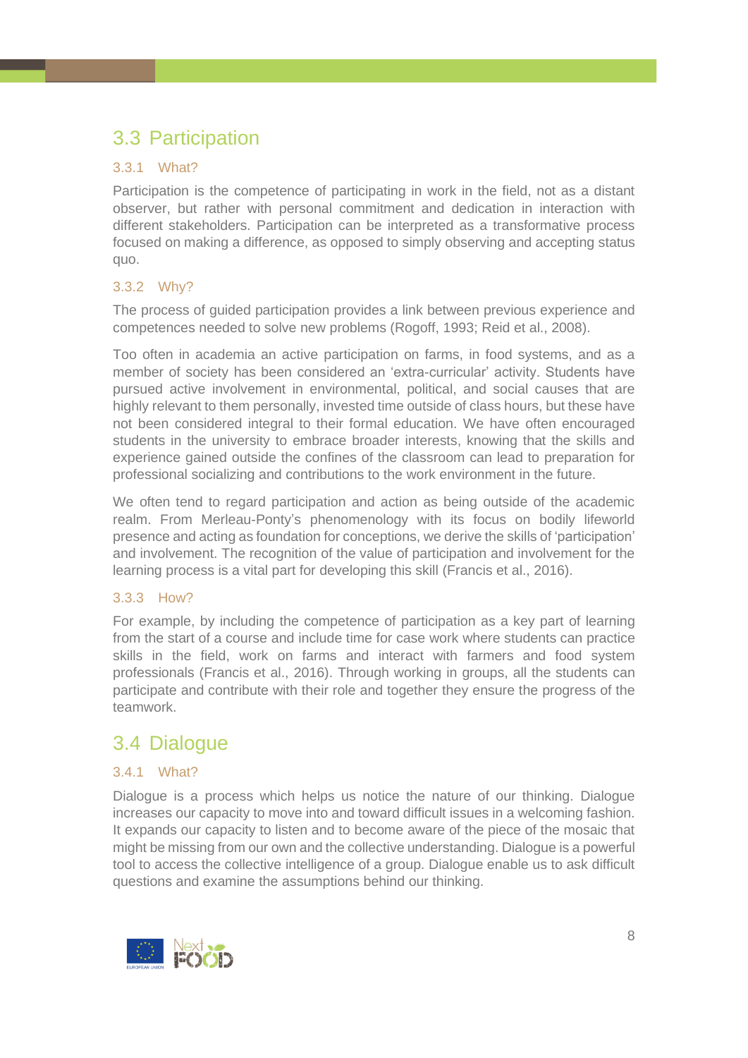## 3.3 Participation

### 3.3.1 What?

Participation is the competence of participating in work in the field, not as a distant observer, but rather with personal commitment and dedication in interaction with different stakeholders. Participation can be interpreted as a transformative process focused on making a difference, as opposed to simply observing and accepting status quo.

### 3.3.2 Why?

The process of guided participation provides a link between previous experience and competences needed to solve new problems (Rogoff, 1993; Reid et al., 2008).

Too often in academia an active participation on farms, in food systems, and as a member of society has been considered an 'extra-curricular' activity. Students have pursued active involvement in environmental, political, and social causes that are highly relevant to them personally, invested time outside of class hours, but these have not been considered integral to their formal education. We have often encouraged students in the university to embrace broader interests, knowing that the skills and experience gained outside the confines of the classroom can lead to preparation for professional socializing and contributions to the work environment in the future.

We often tend to regard participation and action as being outside of the academic realm. From Merleau-Ponty's phenomenology with its focus on bodily lifeworld presence and acting as foundation for conceptions, we derive the skills of 'participation' and involvement. The recognition of the value of participation and involvement for the learning process is a vital part for developing this skill (Francis et al., 2016).

### 3.3.3 How?

For example, by including the competence of participation as a key part of learning from the start of a course and include time for case work where students can practice skills in the field, work on farms and interact with farmers and food system professionals (Francis et al., 2016). Through working in groups, all the students can participate and contribute with their role and together they ensure the progress of the teamwork.

## 3.4 Dialogue

### 3.4.1 What?

Dialogue is a process which helps us notice the nature of our thinking. Dialogue increases our capacity to move into and toward difficult issues in a welcoming fashion. It expands our capacity to listen and to become aware of the piece of the mosaic that might be missing from our own and the collective understanding. Dialogue is a powerful tool to access the collective intelligence of a group. Dialogue enable us to ask difficult questions and examine the assumptions behind our thinking.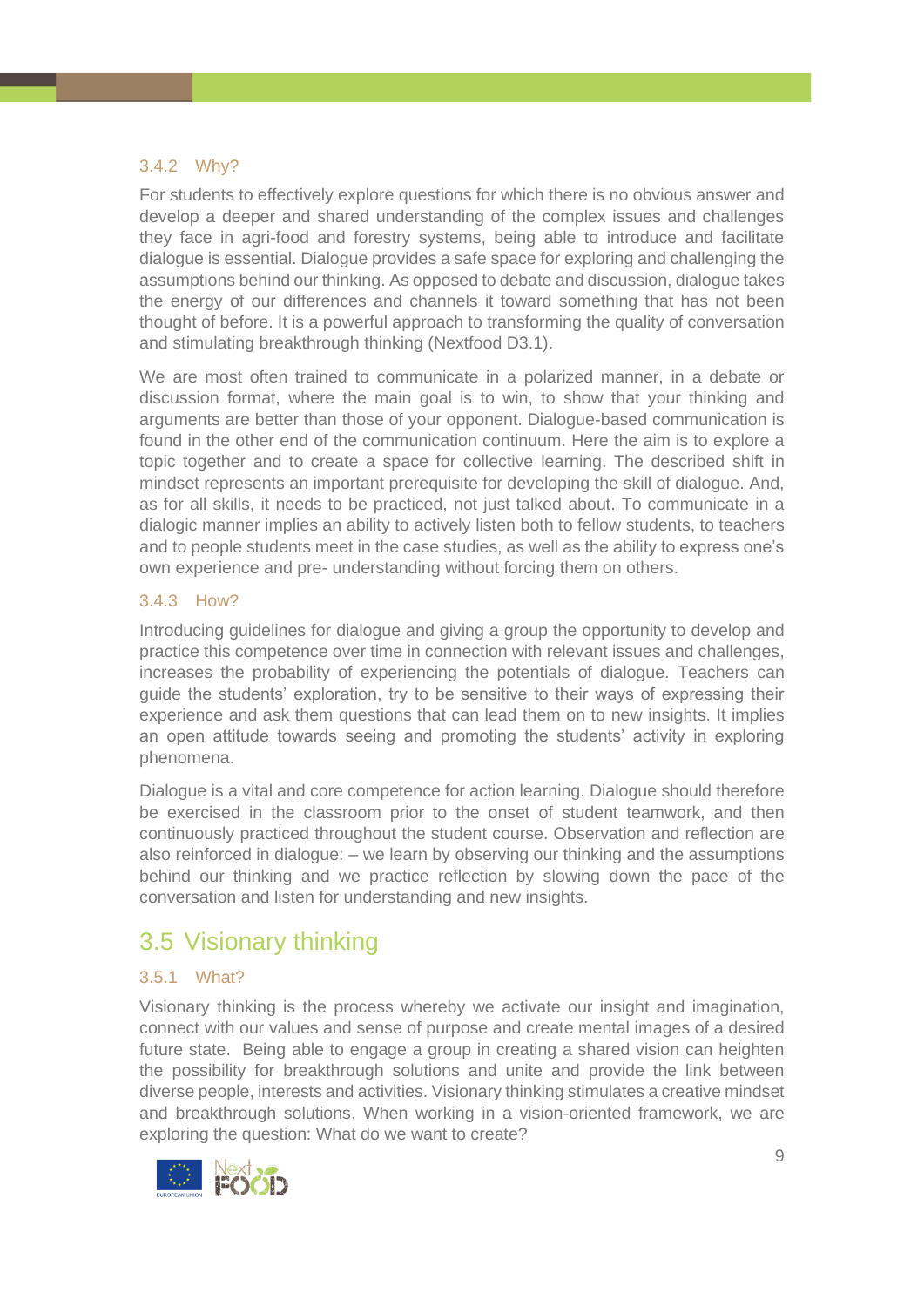### 3.4.2 Why?

For students to effectively explore questions for which there is no obvious answer and develop a deeper and shared understanding of the complex issues and challenges they face in agri-food and forestry systems, being able to introduce and facilitate dialogue is essential. Dialogue provides a safe space for exploring and challenging the assumptions behind our thinking. As opposed to debate and discussion, dialogue takes the energy of our differences and channels it toward something that has not been thought of before. It is a powerful approach to transforming the quality of conversation and stimulating breakthrough thinking (Nextfood D3.1).

We are most often trained to communicate in a polarized manner, in a debate or discussion format, where the main goal is to win, to show that your thinking and arguments are better than those of your opponent. Dialogue-based communication is found in the other end of the communication continuum. Here the aim is to explore a topic together and to create a space for collective learning. The described shift in mindset represents an important prerequisite for developing the skill of dialogue. And, as for all skills, it needs to be practiced, not just talked about. To communicate in a dialogic manner implies an ability to actively listen both to fellow students, to teachers and to people students meet in the case studies, as well as the ability to express one's own experience and pre- understanding without forcing them on others.

### 3.4.3 How?

Introducing guidelines for dialogue and giving a group the opportunity to develop and practice this competence over time in connection with relevant issues and challenges, increases the probability of experiencing the potentials of dialogue. Teachers can guide the students' exploration, try to be sensitive to their ways of expressing their experience and ask them questions that can lead them on to new insights. It implies an open attitude towards seeing and promoting the students' activity in exploring phenomena.

Dialogue is a vital and core competence for action learning. Dialogue should therefore be exercised in the classroom prior to the onset of student teamwork, and then continuously practiced throughout the student course. Observation and reflection are also reinforced in dialogue: – we learn by observing our thinking and the assumptions behind our thinking and we practice reflection by slowing down the pace of the conversation and listen for understanding and new insights.

## 3.5 Visionary thinking

### 3.5.1 What?

Visionary thinking is the process whereby we activate our insight and imagination, connect with our values and sense of purpose and create mental images of a desired future state. Being able to engage a group in creating a shared vision can heighten the possibility for breakthrough solutions and unite and provide the link between diverse people, interests and activities. Visionary thinking stimulates a creative mindset and breakthrough solutions. When working in a vision-oriented framework, we are exploring the question: What do we want to create?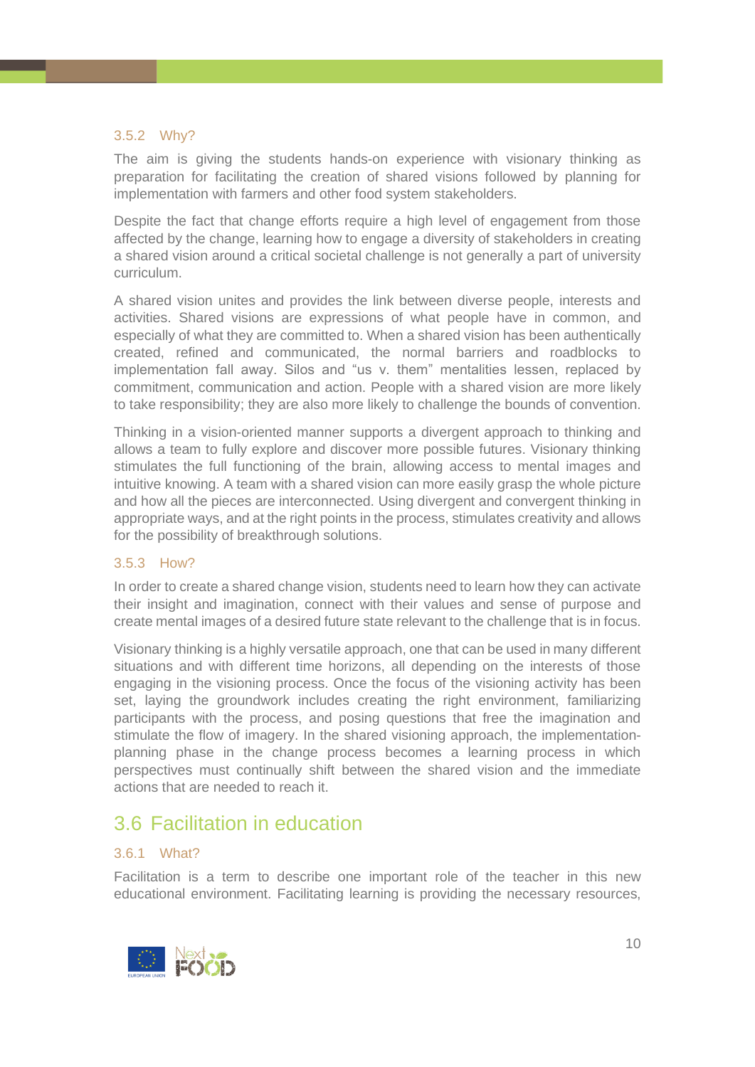### 3.5.2 Why?

The aim is giving the students hands-on experience with visionary thinking as preparation for facilitating the creation of shared visions followed by planning for implementation with farmers and other food system stakeholders.

Despite the fact that change efforts require a high level of engagement from those affected by the change, learning how to engage a diversity of stakeholders in creating a shared vision around a critical societal challenge is not generally a part of university curriculum.

A shared vision unites and provides the link between diverse people, interests and activities. Shared visions are expressions of what people have in common, and especially of what they are committed to. When a shared vision has been authentically created, refined and communicated, the normal barriers and roadblocks to implementation fall away. Silos and "us v. them" mentalities lessen, replaced by commitment, communication and action. People with a shared vision are more likely to take responsibility; they are also more likely to challenge the bounds of convention.

Thinking in a vision-oriented manner supports a divergent approach to thinking and allows a team to fully explore and discover more possible futures. Visionary thinking stimulates the full functioning of the brain, allowing access to mental images and intuitive knowing. A team with a shared vision can more easily grasp the whole picture and how all the pieces are interconnected. Using divergent and convergent thinking in appropriate ways, and at the right points in the process, stimulates creativity and allows for the possibility of breakthrough solutions.

### 3.5.3 How?

In order to create a shared change vision, students need to learn how they can activate their insight and imagination, connect with their values and sense of purpose and create mental images of a desired future state relevant to the challenge that is in focus.

Visionary thinking is a highly versatile approach, one that can be used in many different situations and with different time horizons, all depending on the interests of those engaging in the visioning process. Once the focus of the visioning activity has been set, laying the groundwork includes creating the right environment, familiarizing participants with the process, and posing questions that free the imagination and stimulate the flow of imagery. In the shared visioning approach, the implementation-planning phase in the change process becomes a learning process in which perspectives must continually shift between the shared vision and the immediate actions that are needed to reach it.

## 3.6 Facilitation in education

### 3.6.1 What?

Facilitation is a term to describe one important role of the teacher in this new educational environment. Facilitating learning is providing the necessary resources,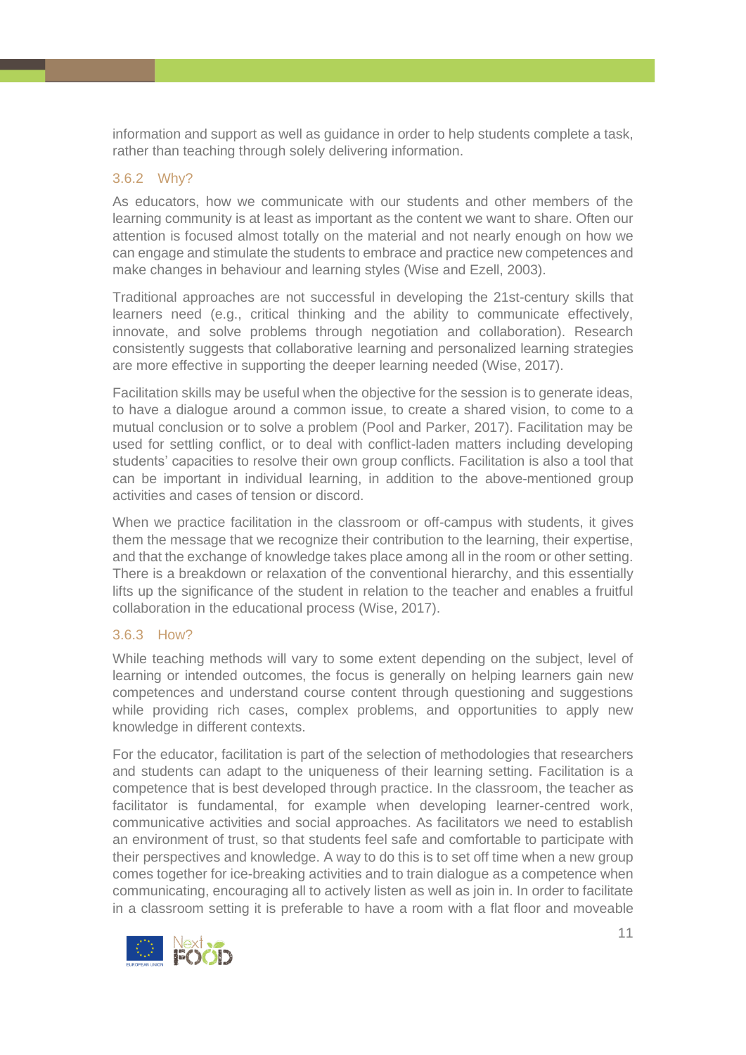information and support as well as guidance in order to help students complete a task, rather than teaching through solely delivering information.

### 3.6.2 Why?

As educators, how we communicate with our students and other members of the learning community is at least as important as the content we want to share. Often our attention is focused almost totally on the material and not nearly enough on how we can engage and stimulate the students to embrace and practice new competences and make changes in behaviour and learning styles (Wise and Ezell, 2003).

Traditional approaches are not successful in developing the 21st-century skills that learners need (e.g., critical thinking and the ability to communicate effectively, innovate, and solve problems through negotiation and collaboration). Research consistently suggests that collaborative learning and personalized learning strategies are more effective in supporting the deeper learning needed (Wise, 2017).

Facilitation skills may be useful when the objective for the session is to generate ideas, to have a dialogue around a common issue, to create a shared vision, to come to a mutual conclusion or to solve a problem (Pool and Parker, 2017). Facilitation may be used for settling conflict, or to deal with conflict-laden matters including developing students' capacities to resolve their own group conflicts. Facilitation is also a tool that can be important in individual learning, in addition to the above-mentioned group activities and cases of tension or discord.

When we practice facilitation in the classroom or off-campus with students, it gives them the message that we recognize their contribution to the learning, their expertise, and that the exchange of knowledge takes place among all in the room or other setting. There is a breakdown or relaxation of the conventional hierarchy, and this essentially lifts up the significance of the student in relation to the teacher and enables a fruitful collaboration in the educational process (Wise, 2017).

### 3.6.3 How?

While teaching methods will vary to some extent depending on the subject, level of learning or intended outcomes, the focus is generally on helping learners gain new competences and understand course content through questioning and suggestions while providing rich cases, complex problems, and opportunities to apply new knowledge in different contexts.

For the educator, facilitation is part of the selection of methodologies that researchers and students can adapt to the uniqueness of their learning setting. Facilitation is a competence that is best developed through practice. In the classroom, the teacher as facilitator is fundamental, for example when developing learner-centred work, communicative activities and social approaches. As facilitators we need to establish an environment of trust, so that students feel safe and comfortable to participate with their perspectives and knowledge. A way to do this is to set off time when a new group comes together for ice-breaking activities and to train dialogue as a competence when communicating, encouraging all to actively listen as well as join in. In order to facilitate in a classroom setting it is preferable to have a room with a flat floor and moveable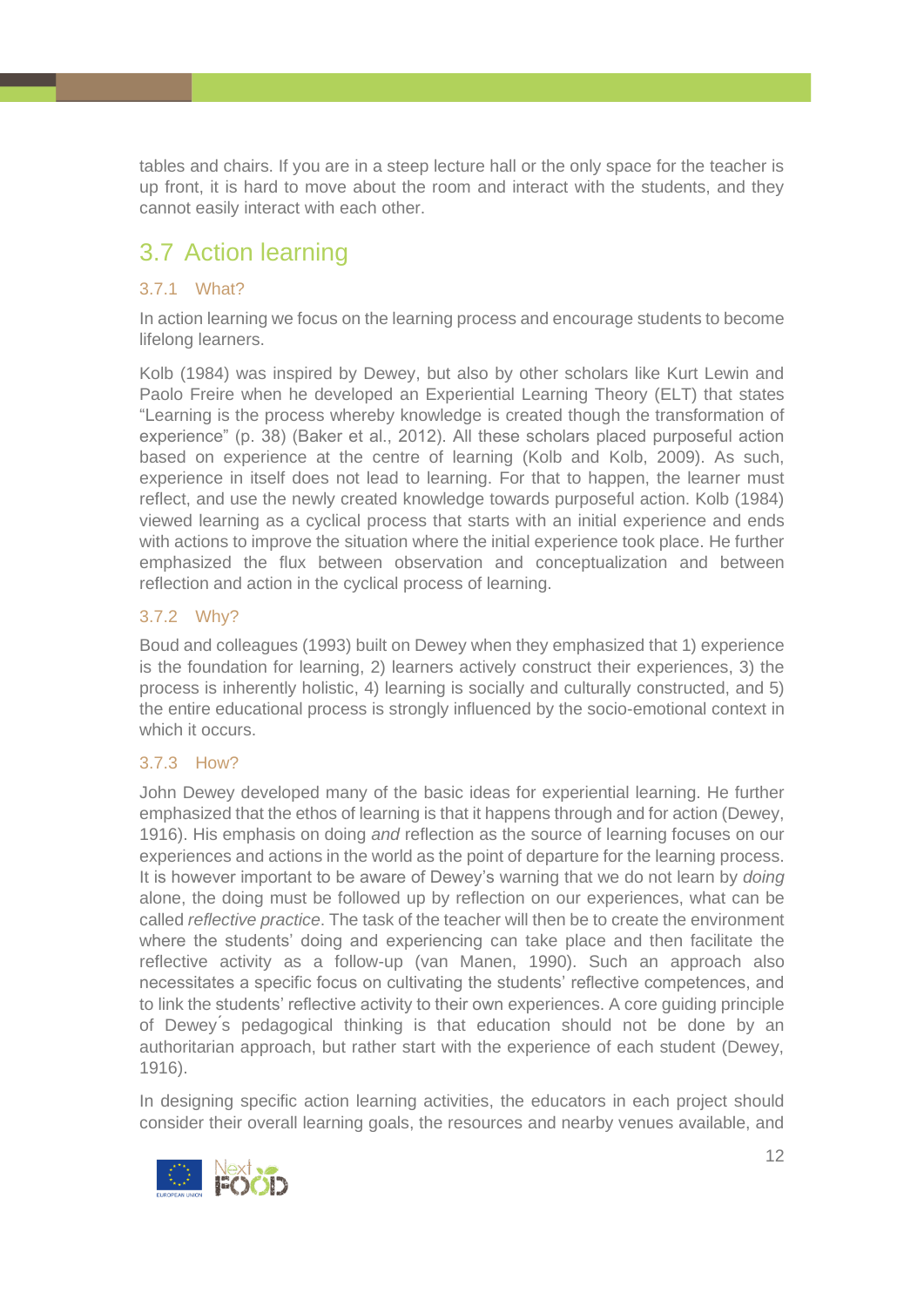tables and chairs. If you are in a steep lecture hall or the only space for the teacher is up front, it is hard to move about the room and interact with the students, and they cannot easily interact with each other.

## 3.7 Action learning

### 3.7.1 What?

In action learning we focus on the learning process and encourage students to become lifelong learners.

Kolb (1984) was inspired by Dewey, but also by other scholars like Kurt Lewin and Paolo Freire when he developed an Experiential Learning Theory (ELT) that states "Learning is the process whereby knowledge is created though the transformation of experience" (p. 38) (Baker et al., 2012). All these scholars placed purposeful action based on experience at the centre of learning (Kolb and Kolb, 2009). As such, experience in itself does not lead to learning. For that to happen, the learner must reflect, and use the newly created knowledge towards purposeful action. Kolb (1984) viewed learning as a cyclical process that starts with an initial experience and ends with actions to improve the situation where the initial experience took place. He further emphasized the flux between observation and conceptualization and between reflection and action in the cyclical process of learning.

### 3.7.2 Why?

Boud and colleagues (1993) built on Dewey when they emphasized that 1) experience is the foundation for learning, 2) learners actively construct their experiences, 3) the process is inherently holistic, 4) learning is socially and culturally constructed, and 5) the entire educational process is strongly influenced by the socio-emotional context in which it occurs.

### 3.7.3 How?

John Dewey developed many of the basic ideas for experiential learning. He further emphasized that the ethos of learning is that it happens through and for action (Dewey, 1916). His emphasis on doing *and* reflection as the source of learning focuses on our experiences and actions in the world as the point of departure for the learning process. It is however important to be aware of Dewey's warning that we do not learn by *doing* alone, the doing must be followed up by reflection on our experiences, what can be called *reflective practice*. The task of the teacher will then be to create the environment where the students' doing and experiencing can take place and then facilitate the reflective activity as a follow-up (van Manen, 1990). Such an approach also necessitates a specific focus on cultivating the students' reflective competences, and to link the students' reflective activity to their own experiences. A core guiding principle of Dewey´s pedagogical thinking is that education should not be done by an authoritarian approach, but rather start with the experience of each student (Dewey, 1916).

In designing specific action learning activities, the educators in each project should consider their overall learning goals, the resources and nearby venues available, and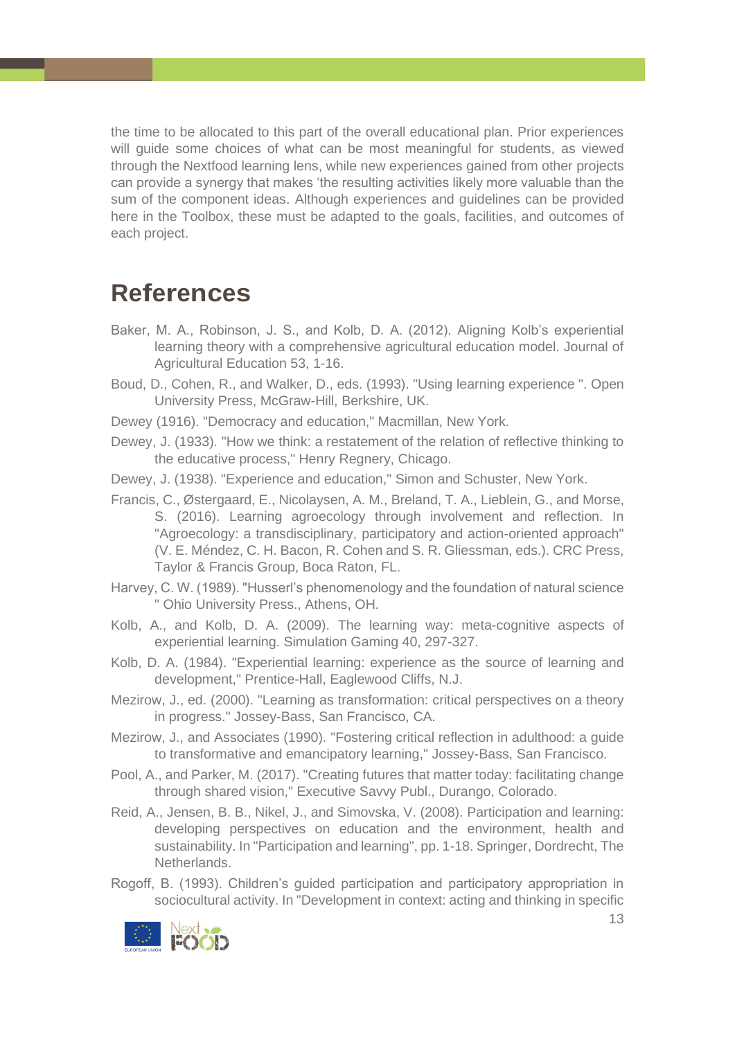the time to be allocated to this part of the overall educational plan. Prior experiences will guide some choices of what can be most meaningful for students, as viewed through the Nextfood learning lens, while new experiences gained from other projects can provide a synergy that makes 'the resulting activities likely more valuable than the sum of the component ideas. Although experiences and guidelines can be provided here in the Toolbox, these must be adapted to the goals, facilities, and outcomes of each project.

# References

Baker, M. A., Robinson, J. S., and Kolb, D. A. (2012). Aligning Kolb's experiential learning theory with a comprehensive agricultural education model. Journal of Agricultural Education 53, 1-16.

Boud, D., Cohen, R., and Walker, D., eds. (1993). "Using learning experience ". Open University Press, McGraw-Hill, Berkshire, UK.

Dewey (1916). "Democracy and education," Macmillan, New York.

Dewey, J. (1933). "How we think: a restatement of the relation of reflective thinking to the educative process," Henry Regnery, Chicago.

Dewey, J. (1938). "Experience and education," Simon and Schuster, New York.

Francis, C., Østergaard, E., Nicolaysen, A. M., Breland, T. A., Lieblein, G., and Morse, S. (2016). Learning agroecology through involvement and reflection. In "Agroecology: a transdisciplinary, participatory and action-oriented approach" (V. E. Méndez, C. H. Bacon, R. Cohen and S. R. Gliessman, eds.). CRC Press, Taylor & Francis Group, Boca Raton, FL.

Harvey, C. W. (1989). "Husserl's phenomenology and the foundation of natural science " Ohio University Press., Athens, OH.

Kolb, A., and Kolb, D. A. (2009). The learning way: meta-cognitive aspects of experiential learning. Simulation Gaming 40, 297-327.

Kolb, D. A. (1984). "Experiential learning: experience as the source of learning and development," Prentice-Hall, Eaglewood Cliffs, N.J.

Mezirow, J., ed. (2000). "Learning as transformation: critical perspectives on a theory in progress." Jossey-Bass, San Francisco, CA.

Mezirow, J., and Associates (1990). "Fostering critical reflection in adulthood: a guide to transformative and emancipatory learning," Jossey-Bass, San Francisco.

Pool, A., and Parker, M. (2017). "Creating futures that matter today: facilitating change through shared vision," Executive Savvy Publ., Durango, Colorado.

Reid, A., Jensen, B. B., Nikel, J., and Simovska, V. (2008). Participation and learning: developing perspectives on education and the environment, health and sustainability. In "Participation and learning", pp. 1-18. Springer, Dordrecht, The Netherlands.

Rogoff, B. (1993). Children's guided participation and participatory appropriation in sociocultural activity. In "Development in context: acting and thinking in specific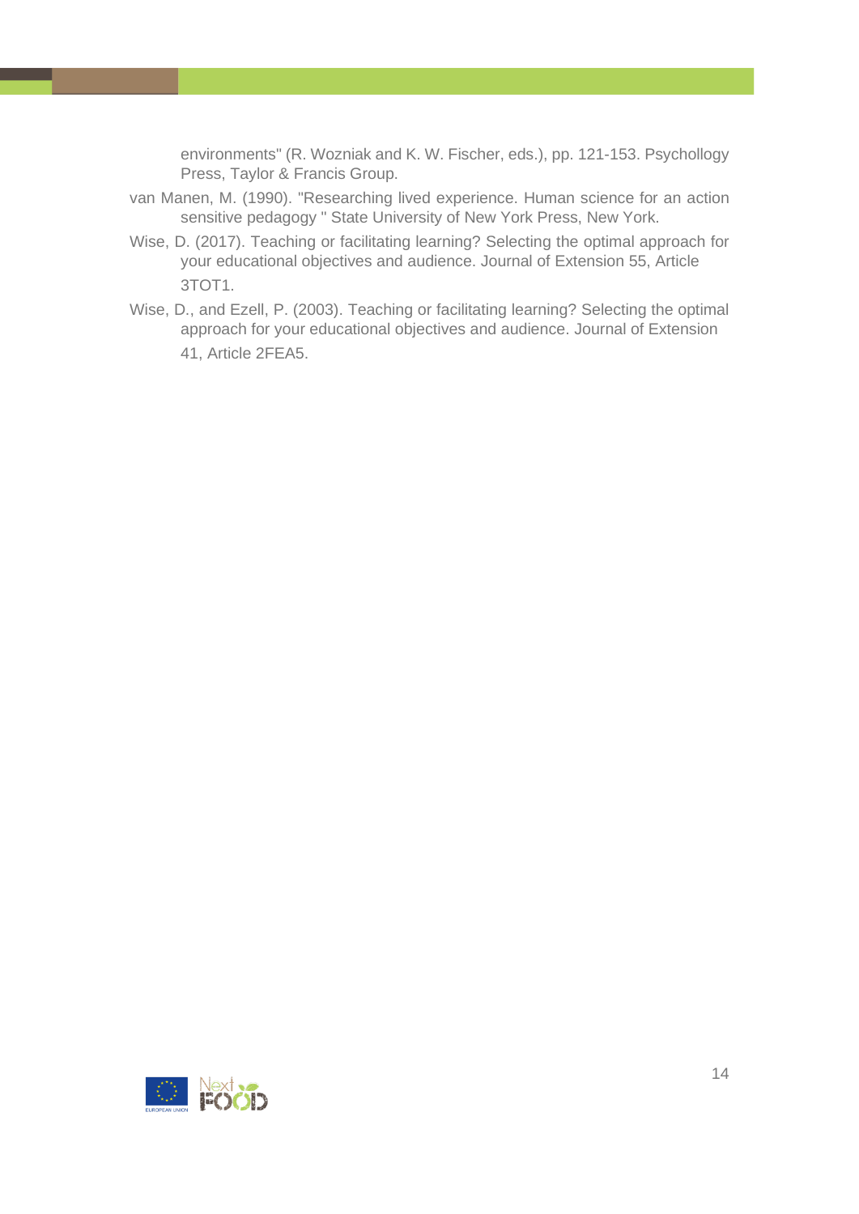environments" (R. Wozniak and K. W. Fischer, eds.), pp. 121-153. Psychollogy Press, Taylor & Francis Group.

van Manen, M. (1990). "Researching lived experience. Human science for an action sensitive pedagogy " State University of New York Press, New York.

Wise, D. (2017). Teaching or facilitating learning? Selecting the optimal approach for your educational objectives and audience. Journal of Extension 55, Article 3TOT1.

Wise, D., and Ezell, P. (2003). Teaching or facilitating learning? Selecting the optimal approach for your educational objectives and audience. Journal of Extension 41, Article 2FEA5.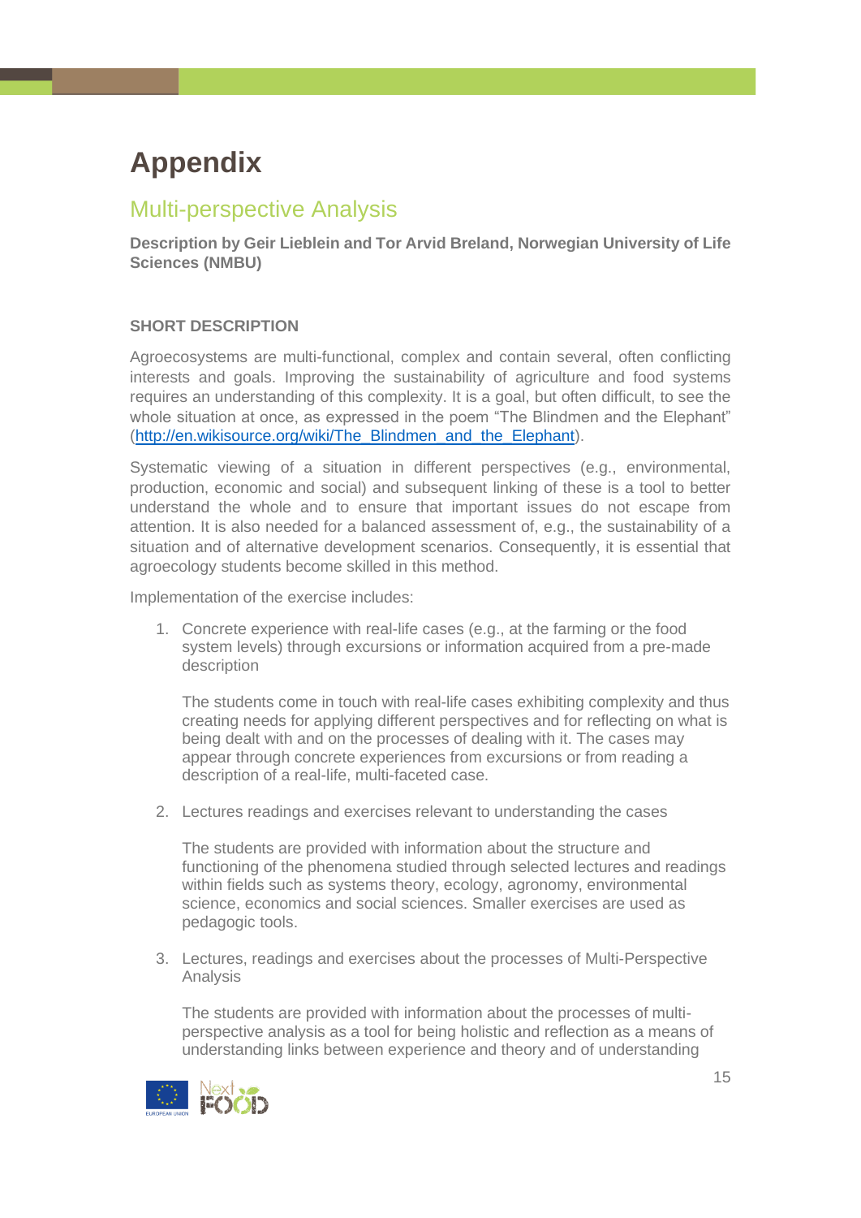# Appendix

## Multi-perspective Analysis

**Description by Geir Lieblein and Tor Arvid Breland, Norwegian University of Life Sciences (NMBU)**

**SHORT DESCRIPTION**

Agroecosystems are multi-functional, complex and contain several, often conflicting interests and goals. Improving the sustainability of agriculture and food systems requires an understanding of this complexity. It is a goal, but often difficult, to see the whole situation at once, as expressed in the poem "The Blindmen and the Elephant" ([http://en.wikisource.org/wiki/The_Blindmen_and_the_Elephant](http://en.wikisource.org/wiki/The_Blindmen_and_the_Elephant)).

Systematic viewing of a situation in different perspectives (e.g., environmental, production, economic and social) and subsequent linking of these is a tool to better understand the whole and to ensure that important issues do not escape from attention. It is also needed for a balanced assessment of, e.g., the sustainability of a situation and of alternative development scenarios. Consequently, it is essential that agroecology students become skilled in this method.

Implementation of the exercise includes:

1. Concrete experience with real-life cases (e.g., at the farming or the food system levels) through excursions or information acquired from a pre-made description

   The students come in touch with real-life cases exhibiting complexity and thus creating needs for applying different perspectives and for reflecting on what is being dealt with and on the processes of dealing with it. The cases may appear through concrete experiences from excursions or from reading a description of a real-life, multi-faceted case.

2. Lectures readings and exercises relevant to understanding the cases

   The students are provided with information about the structure and functioning of the phenomena studied through selected lectures and readings within fields such as systems theory, ecology, agronomy, environmental science, economics and social sciences. Smaller exercises are used as pedagogic tools.

3. Lectures, readings and exercises about the processes of Multi-Perspective Analysis

   The students are provided with information about the processes of multi-perspective analysis as a tool for being holistic and reflection as a means of understanding links between experience and theory and of understanding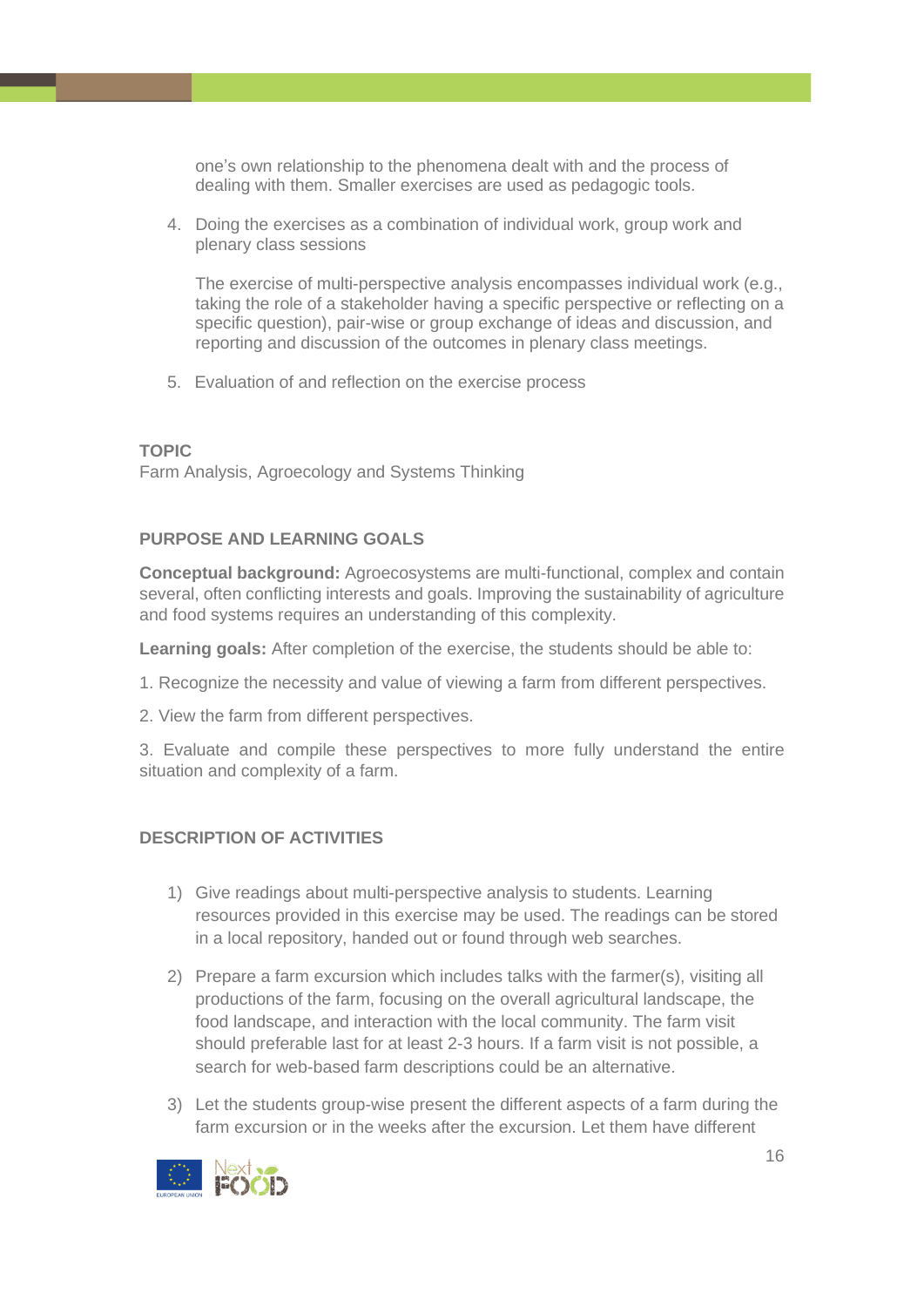one's own relationship to the phenomena dealt with and the process of dealing with them. Smaller exercises are used as pedagogic tools.

4. Doing the exercises as a combination of individual work, group work and plenary class sessions

   The exercise of multi-perspective analysis encompasses individual work (e.g., taking the role of a stakeholder having a specific perspective or reflecting on a specific question), pair-wise or group exchange of ideas and discussion, and reporting and discussion of the outcomes in plenary class meetings.

5. Evaluation of and reflection on the exercise process

#### TOPIC

Farm Analysis, Agroecology and Systems Thinking

#### PURPOSE AND LEARNING GOALS

**Conceptual background:** Agroecosystems are multi-functional, complex and contain several, often conflicting interests and goals. Improving the sustainability of agriculture and food systems requires an understanding of this complexity.

**Learning goals:** After completion of the exercise, the students should be able to:

1. Recognize the necessity and value of viewing a farm from different perspectives.

2. View the farm from different perspectives.

3. Evaluate and compile these perspectives to more fully understand the entire situation and complexity of a farm.

#### DESCRIPTION OF ACTIVITIES

1) Give readings about multi-perspective analysis to students. Learning resources provided in this exercise may be used. The readings can be stored in a local repository, handed out or found through web searches.

2) Prepare a farm excursion which includes talks with the farmer(s), visiting all productions of the farm, focusing on the overall agricultural landscape, the food landscape, and interaction with the local community. The farm visit should preferable last for at least 2-3 hours. If a farm visit is not possible, a search for web-based farm descriptions could be an alternative.

3) Let the students group-wise present the different aspects of a farm during the farm excursion or in the weeks after the excursion. Let them have different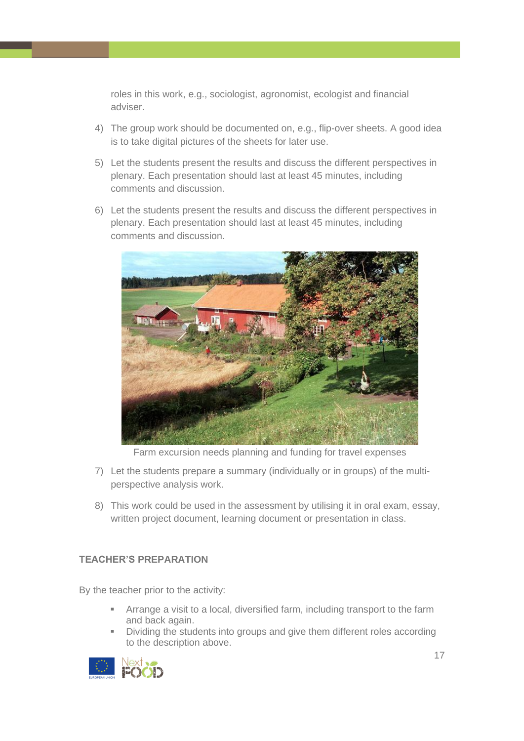roles in this work, e.g., sociologist, agronomist, ecologist and financial adviser.

4) The group work should be documented on, e.g., flip-over sheets. A good idea is to take digital pictures of the sheets for later use.

5) Let the students present the results and discuss the different perspectives in plenary. Each presentation should last at least 45 minutes, including comments and discussion.

6) Let the students present the results and discuss the different perspectives in plenary. Each presentation should last at least 45 minutes, including comments and discussion.

Farm excursion needs planning and funding for travel expenses

7) Let the students prepare a summary (individually or in groups) of the multi-perspective analysis work.

8) This work could be used in the assessment by utilising it in oral exam, essay, written project document, learning document or presentation in class.

### TEACHER'S PREPARATION

By the teacher prior to the activity:

- Arrange a visit to a local, diversified farm, including transport to the farm and back again.
- Dividing the students into groups and give them different roles according to the description above.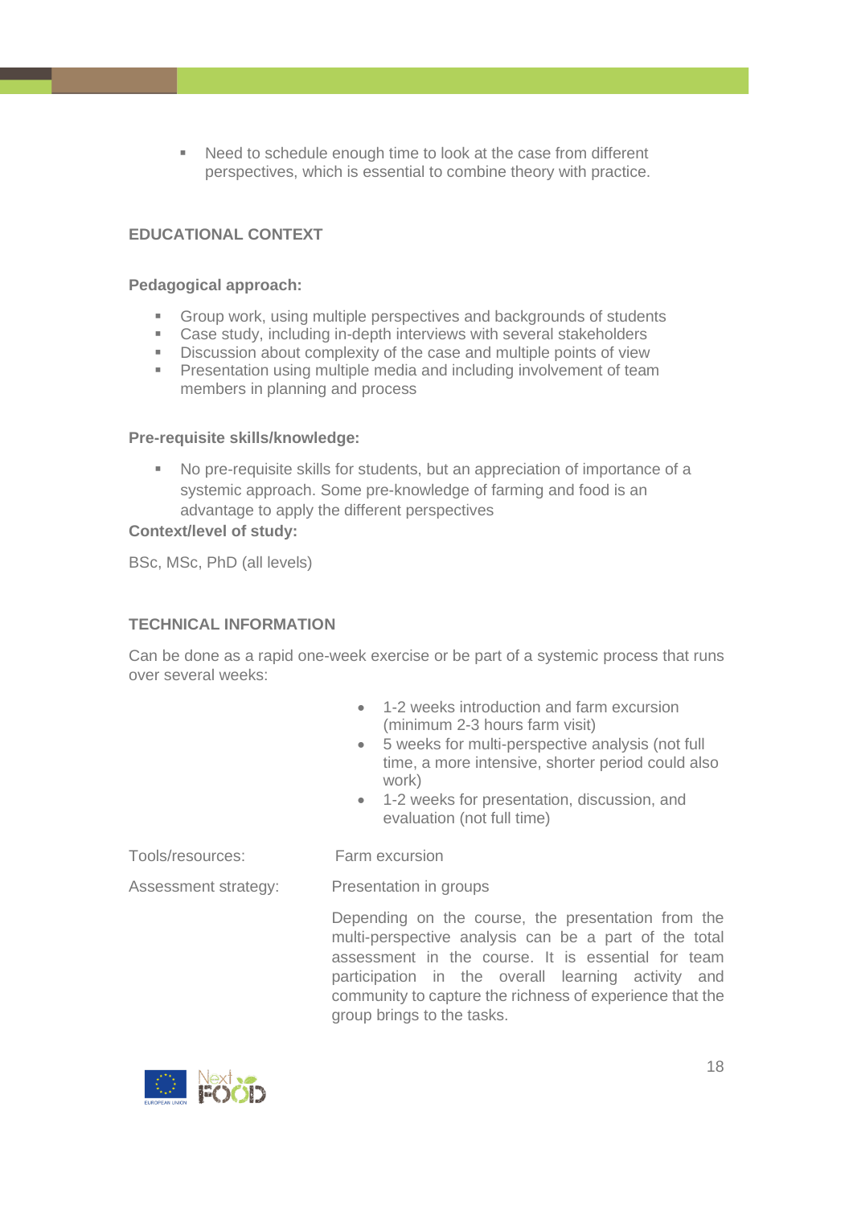- Need to schedule enough time to look at the case from different perspectives, which is essential to combine theory with practice.

## EDUCATIONAL CONTEXT

**Pedagogical approach:**

- Group work, using multiple perspectives and backgrounds of students
- Case study, including in-depth interviews with several stakeholders
- Discussion about complexity of the case and multiple points of view
- Presentation using multiple media and including involvement of team members in planning and process

**Pre-requisite skills/knowledge:**

- No pre-requisite skills for students, but an appreciation of importance of a systemic approach. Some pre-knowledge of farming and food is an advantage to apply the different perspectives

**Context/level of study:**

BSc, MSc, PhD (all levels)

## TECHNICAL INFORMATION

Can be done as a rapid one-week exercise or be part of a systemic process that runs over several weeks:

- 1-2 weeks introduction and farm excursion (minimum 2-3 hours farm visit)
- 5 weeks for multi-perspective analysis (not full time, a more intensive, shorter period could also work)
- 1-2 weeks for presentation, discussion, and evaluation (not full time)

Tools/resources: Farm excursion

Assessment strategy: Presentation in groups

Depending on the course, the presentation from the multi-perspective analysis can be a part of the total assessment in the course. It is essential for team participation in the overall learning activity and community to capture the richness of experience that the group brings to the tasks.